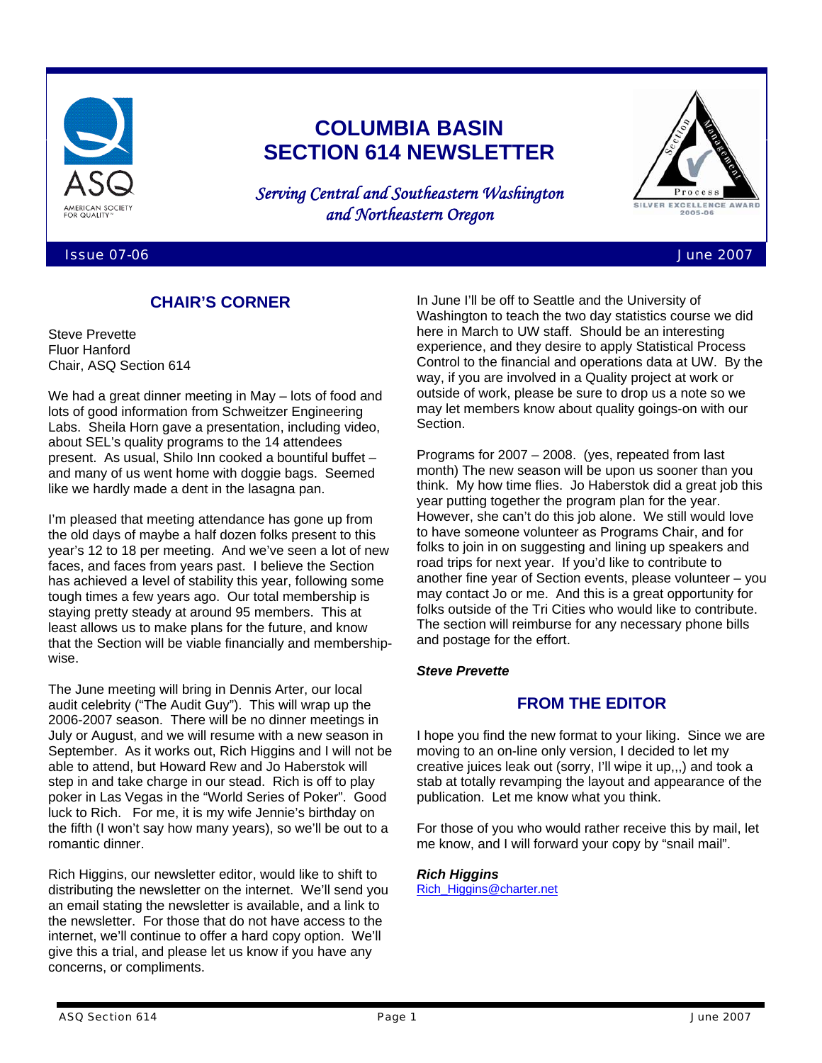# COLUMBIA BASIN SECTION 614 NEWSLETTER

*Serving Central and Southeastern Washington and Northeastern Oregon*

Issue 07-06 — June 2007

## CHAIR'S CORNER

Steve Prevette
Fluor Hanford
Chair, ASQ Section 614

We had a great dinner meeting in May – lots of food and lots of good information from Schweitzer Engineering Labs. Sheila Horn gave a presentation, including video, about SEL's quality programs to the 14 attendees present. As usual, Shilo Inn cooked a bountiful buffet – and many of us went home with doggie bags. Seemed like we hardly made a dent in the lasagna pan.

I'm pleased that meeting attendance has gone up from the old days of maybe a half dozen folks present to this year's 12 to 18 per meeting. And we've seen a lot of new faces, and faces from years past. I believe the Section has achieved a level of stability this year, following some tough times a few years ago. Our total membership is staying pretty steady at around 95 members. This at least allows us to make plans for the future, and know that the Section will be viable financially and membership-wise.

The June meeting will bring in Dennis Arter, our local audit celebrity ("The Audit Guy"). This will wrap up the 2006-2007 season. There will be no dinner meetings in July or August, and we will resume with a new season in September. As it works out, Rich Higgins and I will not be able to attend, but Howard Rew and Jo Haberstok will step in and take charge in our stead. Rich is off to play poker in Las Vegas in the "World Series of Poker". Good luck to Rich. For me, it is my wife Jennie's birthday on the fifth (I won't say how many years), so we'll be out to a romantic dinner.

Rich Higgins, our newsletter editor, would like to shift to distributing the newsletter on the internet. We'll send you an email stating the newsletter is available, and a link to the newsletter. For those that do not have access to the internet, we'll continue to offer a hard copy option. We'll give this a trial, and please let us know if you have any concerns, or compliments.

In June I'll be off to Seattle and the University of Washington to teach the two day statistics course we did here in March to UW staff. Should be an interesting experience, and they desire to apply Statistical Process Control to the financial and operations data at UW. By the way, if you are involved in a Quality project at work or outside of work, please be sure to drop us a note so we may let members know about quality goings-on with our Section.

Programs for 2007 – 2008. (yes, repeated from last month) The new season will be upon us sooner than you think. My how time flies. Jo Haberstok did a great job this year putting together the program plan for the year. However, she can't do this job alone. We still would love to have someone volunteer as Programs Chair, and for folks to join in on suggesting and lining up speakers and road trips for next year. If you'd like to contribute to another fine year of Section events, please volunteer – you may contact Jo or me. And this is a great opportunity for folks outside of the Tri Cities who would like to contribute. The section will reimburse for any necessary phone bills and postage for the effort.

***Steve Prevette***

## FROM THE EDITOR

I hope you find the new format to your liking. Since we are moving to an on-line only version, I decided to let my creative juices leak out (sorry, I'll wipe it up,,,) and took a stab at totally revamping the layout and appearance of the publication. Let me know what you think.

For those of you who would rather receive this by mail, let me know, and I will forward your copy by "snail mail".

***Rich Higgins***
Rich_Higgins@charter.net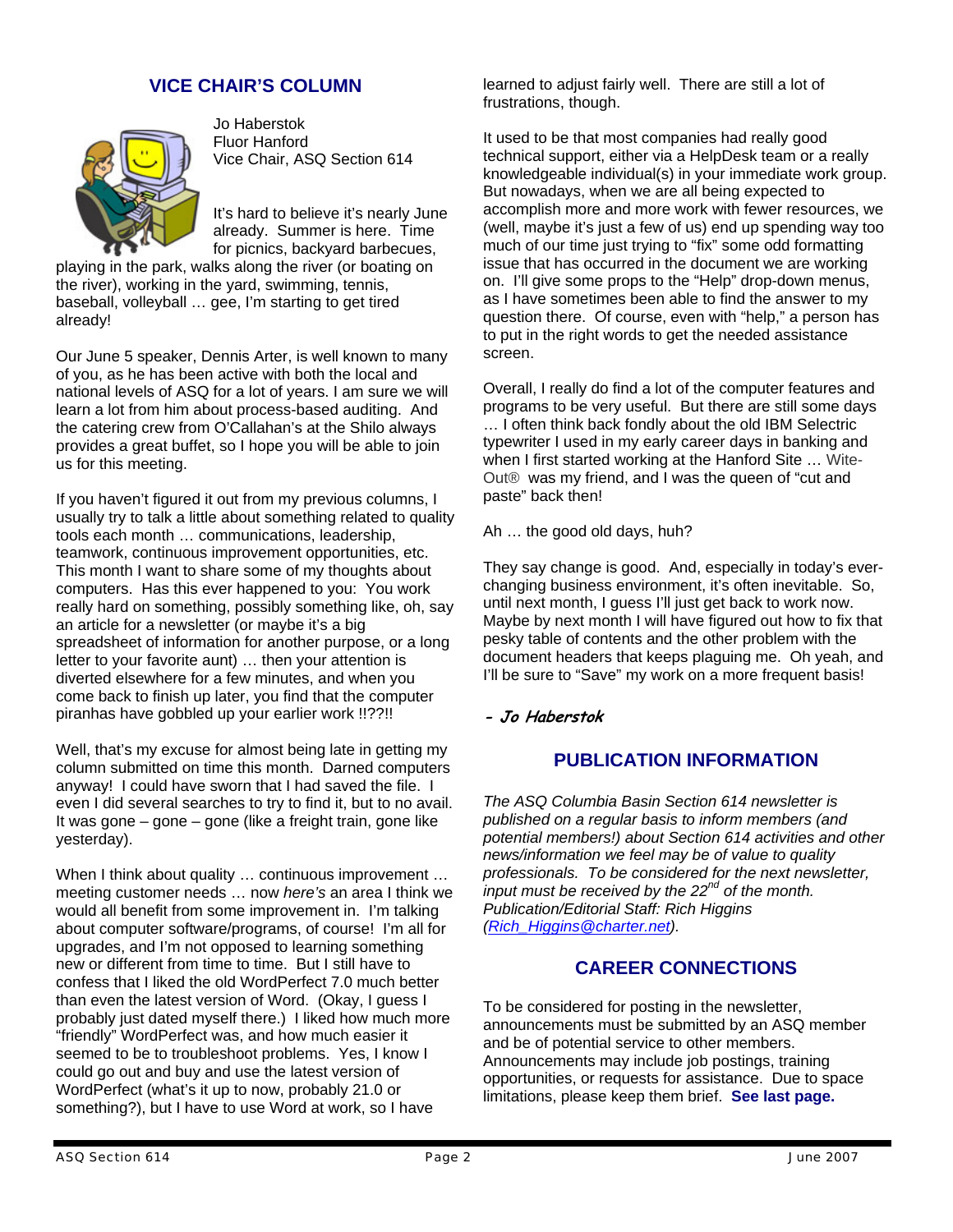## VICE CHAIR'S COLUMN

Jo Haberstok
Fluor Hanford
Vice Chair, ASQ Section 614

It's hard to believe it's nearly June already. Summer is here. Time for picnics, backyard barbecues, playing in the park, walks along the river (or boating on the river), working in the yard, swimming, tennis, baseball, volleyball … gee, I'm starting to get tired already!

Our June 5 speaker, Dennis Arter, is well known to many of you, as he has been active with both the local and national levels of ASQ for a lot of years. I am sure we will learn a lot from him about process-based auditing. And the catering crew from O'Callahan's at the Shilo always provides a great buffet, so I hope you will be able to join us for this meeting.

If you haven't figured it out from my previous columns, I usually try to talk a little about something related to quality tools each month … communications, leadership, teamwork, continuous improvement opportunities, etc. This month I want to share some of my thoughts about computers. Has this ever happened to you: You work really hard on something, possibly something like, oh, say an article for a newsletter (or maybe it's a big spreadsheet of information for another purpose, or a long letter to your favorite aunt) … then your attention is diverted elsewhere for a few minutes, and when you come back to finish up later, you find that the computer piranhas have gobbled up your earlier work !!??!!

Well, that's my excuse for almost being late in getting my column submitted on time this month. Darned computers anyway! I could have sworn that I had saved the file. I even I did several searches to try to find it, but to no avail. It was gone – gone – gone (like a freight train, gone like yesterday).

When I think about quality … continuous improvement … meeting customer needs … now *here's* an area I think we would all benefit from some improvement in. I'm talking about computer software/programs, of course! I'm all for upgrades, and I'm not opposed to learning something new or different from time to time. But I still have to confess that I liked the old WordPerfect 7.0 much better than even the latest version of Word. (Okay, I guess I probably just dated myself there.) I liked how much more "friendly" WordPerfect was, and how much easier it seemed to be to troubleshoot problems. Yes, I know I could go out and buy and use the latest version of WordPerfect (what's it up to now, probably 21.0 or something?), but I have to use Word at work, so I have learned to adjust fairly well. There are still a lot of frustrations, though.

It used to be that most companies had really good technical support, either via a HelpDesk team or a really knowledgeable individual(s) in your immediate work group. But nowadays, when we are all being expected to accomplish more and more work with fewer resources, we (well, maybe it's just a few of us) end up spending way too much of our time just trying to "fix" some odd formatting issue that has occurred in the document we are working on. I'll give some props to the "Help" drop-down menus, as I have sometimes been able to find the answer to my question there. Of course, even with "help," a person has to put in the right words to get the needed assistance screen.

Overall, I really do find a lot of the computer features and programs to be very useful. But there are still some days … I often think back fondly about the old IBM Selectric typewriter I used in my early career days in banking and when I first started working at the Hanford Site … Wite-Out® was my friend, and I was the queen of "cut and paste" back then!

Ah … the good old days, huh?

They say change is good. And, especially in today's ever-changing business environment, it's often inevitable. So, until next month, I guess I'll just get back to work now. Maybe by next month I will have figured out how to fix that pesky table of contents and the other problem with the document headers that keeps plaguing me. Oh yeah, and I'll be sure to "Save" my work on a more frequent basis!

***- Jo Haberstok***

## PUBLICATION INFORMATION

*The ASQ Columbia Basin Section 614 newsletter is published on a regular basis to inform members (and potential members!) about Section 614 activities and other news/information we feel may be of value to quality professionals. To be considered for the next newsletter, input must be received by the 22nd of the month. Publication/Editorial Staff: Rich Higgins (Rich_Higgins@charter.net).*

## CAREER CONNECTIONS

To be considered for posting in the newsletter, announcements must be submitted by an ASQ member and be of potential service to other members. Announcements may include job postings, training opportunities, or requests for assistance. Due to space limitations, please keep them brief. **See last page.**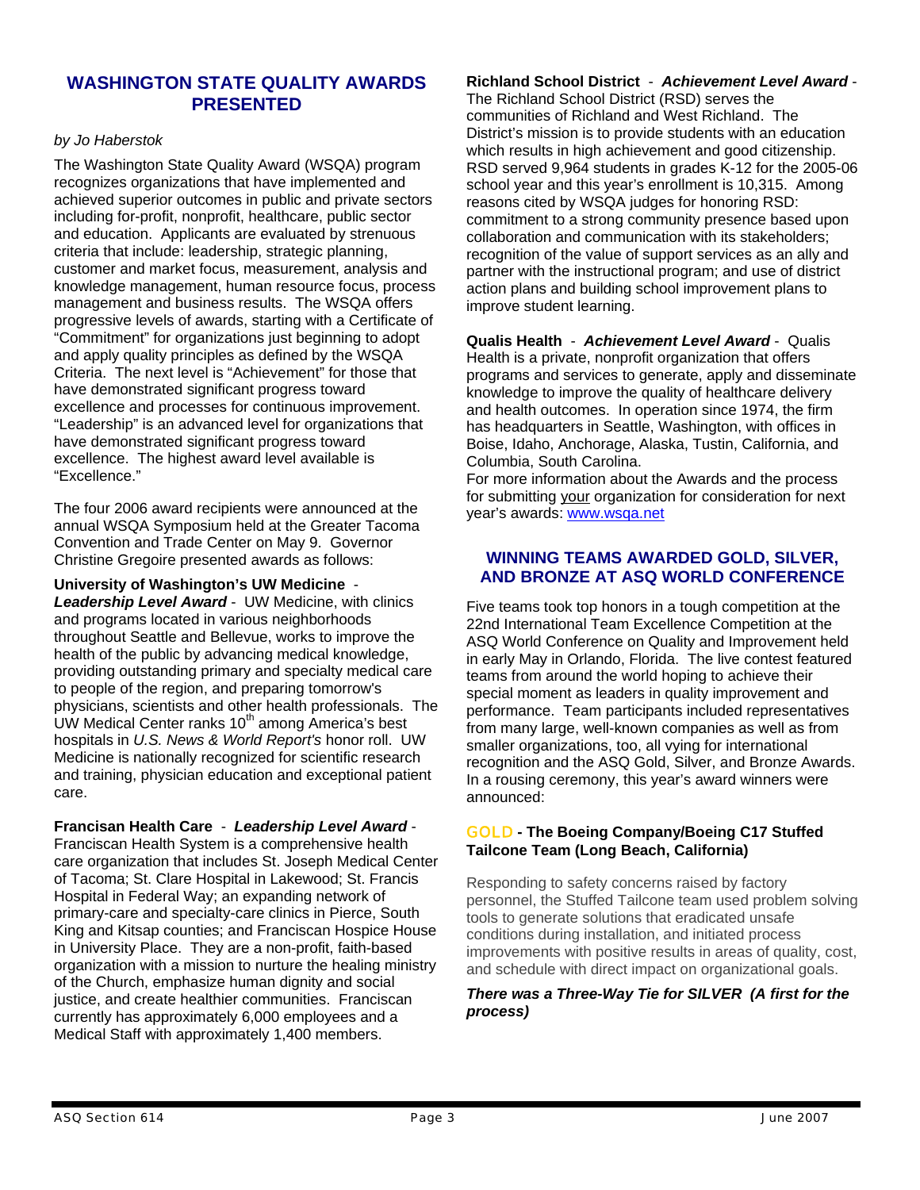## WASHINGTON STATE QUALITY AWARDS PRESENTED

*by Jo Haberstok*

The Washington State Quality Award (WSQA) program recognizes organizations that have implemented and achieved superior outcomes in public and private sectors including for-profit, nonprofit, healthcare, public sector and education. Applicants are evaluated by strenuous criteria that include: leadership, strategic planning, customer and market focus, measurement, analysis and knowledge management, human resource focus, process management and business results. The WSQA offers progressive levels of awards, starting with a Certificate of "Commitment" for organizations just beginning to adopt and apply quality principles as defined by the WSQA Criteria. The next level is "Achievement" for those that have demonstrated significant progress toward excellence and processes for continuous improvement. "Leadership" is an advanced level for organizations that have demonstrated significant progress toward excellence. The highest award level available is "Excellence."

The four 2006 award recipients were announced at the annual WSQA Symposium held at the Greater Tacoma Convention and Trade Center on May 9. Governor Christine Gregoire presented awards as follows:

**University of Washington's UW Medicine** - ***Leadership Level Award*** - UW Medicine, with clinics and programs located in various neighborhoods throughout Seattle and Bellevue, works to improve the health of the public by advancing medical knowledge, providing outstanding primary and specialty medical care to people of the region, and preparing tomorrow's physicians, scientists and other health professionals. The UW Medical Center ranks 10th among America's best hospitals in *U.S. News & World Report's* honor roll. UW Medicine is nationally recognized for scientific research and training, physician education and exceptional patient care.

**Francisan Health Care** - ***Leadership Level Award*** - Franciscan Health System is a comprehensive health care organization that includes St. Joseph Medical Center of Tacoma; St. Clare Hospital in Lakewood; St. Francis Hospital in Federal Way; an expanding network of primary-care and specialty-care clinics in Pierce, South King and Kitsap counties; and Franciscan Hospice House in University Place. They are a non-profit, faith-based organization with a mission to nurture the healing ministry of the Church, emphasize human dignity and social justice, and create healthier communities. Franciscan currently has approximately 6,000 employees and a Medical Staff with approximately 1,400 members.

**Richland School District** - ***Achievement Level Award*** - The Richland School District (RSD) serves the communities of Richland and West Richland. The District's mission is to provide students with an education which results in high achievement and good citizenship. RSD served 9,964 students in grades K-12 for the 2005-06 school year and this year's enrollment is 10,315. Among reasons cited by WSQA judges for honoring RSD: commitment to a strong community presence based upon collaboration and communication with its stakeholders; recognition of the value of support services as an ally and partner with the instructional program; and use of district action plans and building school improvement plans to improve student learning.

**Qualis Health** - ***Achievement Level Award*** - Qualis Health is a private, nonprofit organization that offers programs and services to generate, apply and disseminate knowledge to improve the quality of healthcare delivery and health outcomes. In operation since 1974, the firm has headquarters in Seattle, Washington, with offices in Boise, Idaho, Anchorage, Alaska, Tustin, California, and Columbia, South Carolina.

For more information about the Awards and the process for submitting your organization for consideration for next year's awards: www.wsqa.net

## WINNING TEAMS AWARDED GOLD, SILVER, AND BRONZE AT ASQ WORLD CONFERENCE

Five teams took top honors in a tough competition at the 22nd International Team Excellence Competition at the ASQ World Conference on Quality and Improvement held in early May in Orlando, Florida. The live contest featured teams from around the world hoping to achieve their special moment as leaders in quality improvement and performance. Team participants included representatives from many large, well-known companies as well as from smaller organizations, too, all vying for international recognition and the ASQ Gold, Silver, and Bronze Awards. In a rousing ceremony, this year's award winners were announced:

### GOLD - The Boeing Company/Boeing C17 Stuffed Tailcone Team (Long Beach, California)

Responding to safety concerns raised by factory personnel, the Stuffed Tailcone team used problem solving tools to generate solutions that eradicated unsafe conditions during installation, and initiated process improvements with positive results in areas of quality, cost, and schedule with direct impact on organizational goals.

***There was a Three-Way Tie for SILVER (A first for the process)***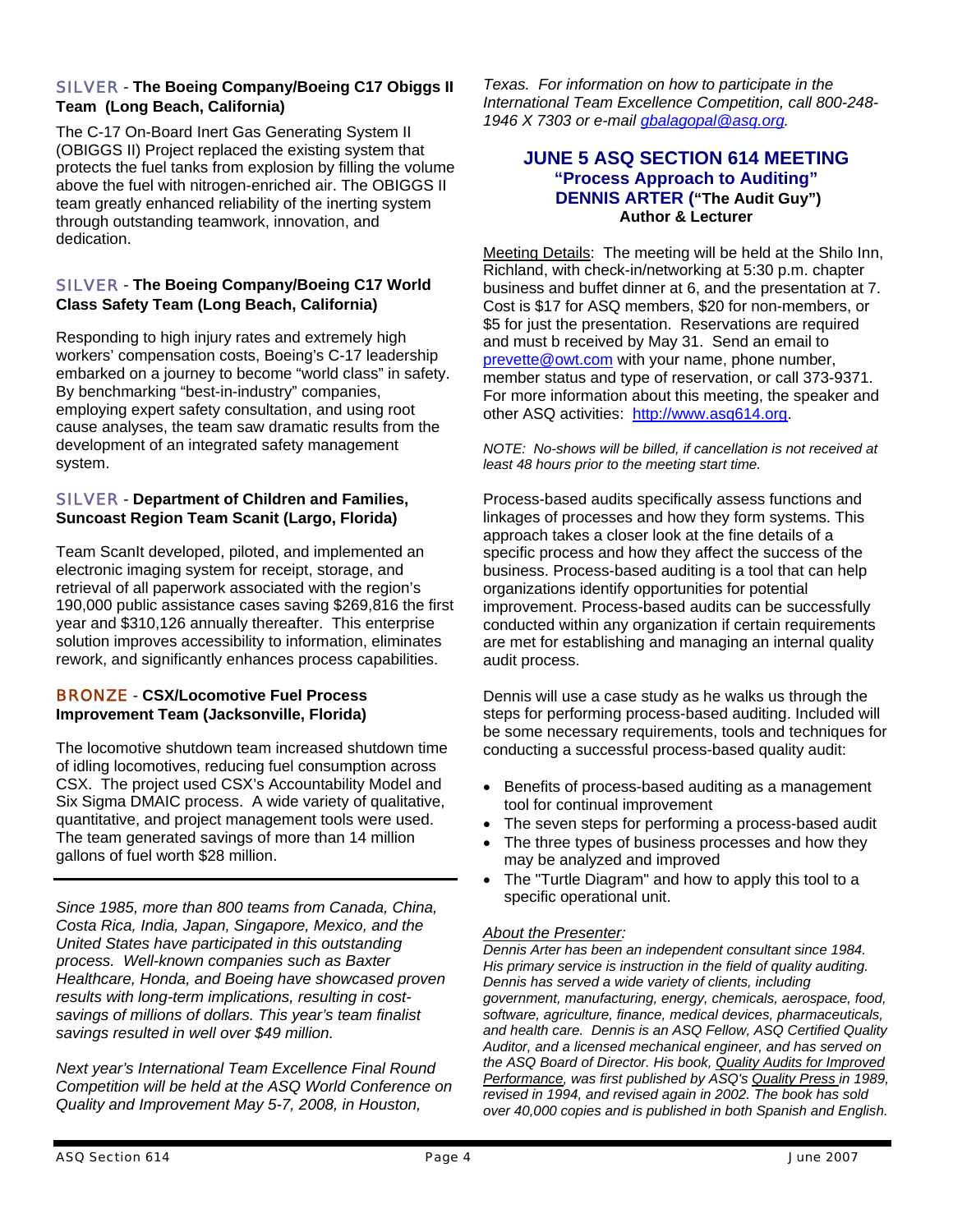**SILVER - The Boeing Company/Boeing C17 Obiggs II Team (Long Beach, California)**

The C-17 On-Board Inert Gas Generating System II (OBIGGS II) Project replaced the existing system that protects the fuel tanks from explosion by filling the volume above the fuel with nitrogen-enriched air. The OBIGGS II team greatly enhanced reliability of the inerting system through outstanding teamwork, innovation, and dedication.

**SILVER - The Boeing Company/Boeing C17 World Class Safety Team (Long Beach, California)**

Responding to high injury rates and extremely high workers' compensation costs, Boeing's C-17 leadership embarked on a journey to become "world class" in safety. By benchmarking "best-in-industry" companies, employing expert safety consultation, and using root cause analyses, the team saw dramatic results from the development of an integrated safety management system.

**SILVER - Department of Children and Families, Suncoast Region Team Scanit (Largo, Florida)**

Team ScanIt developed, piloted, and implemented an electronic imaging system for receipt, storage, and retrieval of all paperwork associated with the region's 190,000 public assistance cases saving $269,816 the first year and $310,126 annually thereafter. This enterprise solution improves accessibility to information, eliminates rework, and significantly enhances process capabilities.

**BRONZE - CSX/Locomotive Fuel Process Improvement Team (Jacksonville, Florida)**

The locomotive shutdown team increased shutdown time of idling locomotives, reducing fuel consumption across CSX. The project used CSX's Accountability Model and Six Sigma DMAIC process. A wide variety of qualitative, quantitative, and project management tools were used. The team generated savings of more than 14 million gallons of fuel worth $28 million.

---

*Since 1985, more than 800 teams from Canada, China, Costa Rica, India, Japan, Singapore, Mexico, and the United States have participated in this outstanding process. Well-known companies such as Baxter Healthcare, Honda, and Boeing have showcased proven results with long-term implications, resulting in cost-savings of millions of dollars. This year's team finalist savings resulted in well over $49 million.*

*Next year's International Team Excellence Final Round Competition will be held at the ASQ World Conference on Quality and Improvement May 5-7, 2008, in Houston, Texas. For information on how to participate in the International Team Excellence Competition, call 800-248-1946 X 7303 or e-mail gbalagopal@asq.org.*

## JUNE 5 ASQ SECTION 614 MEETING
### "Process Approach to Auditing"
### DENNIS ARTER ("The Audit Guy")
**Author & Lecturer**

Meeting Details: The meeting will be held at the Shilo Inn, Richland, with check-in/networking at 5:30 p.m. chapter business and buffet dinner at 6, and the presentation at 7. Cost is $17 for ASQ members, $20 for non-members, or $5 for just the presentation. Reservations are required and must b received by May 31. Send an email to prevette@owt.com with your name, phone number, member status and type of reservation, or call 373-9371. For more information about this meeting, the speaker and other ASQ activities: http://www.asq614.org.

*NOTE: No-shows will be billed, if cancellation is not received at least 48 hours prior to the meeting start time.*

Process-based audits specifically assess functions and linkages of processes and how they form systems. This approach takes a closer look at the fine details of a specific process and how they affect the success of the business. Process-based auditing is a tool that can help organizations identify opportunities for potential improvement. Process-based audits can be successfully conducted within any organization if certain requirements are met for establishing and managing an internal quality audit process.

Dennis will use a case study as he walks us through the steps for performing process-based auditing. Included will be some necessary requirements, tools and techniques for conducting a successful process-based quality audit:

- Benefits of process-based auditing as a management tool for continual improvement
- The seven steps for performing a process-based audit
- The three types of business processes and how they may be analyzed and improved
- The "Turtle Diagram" and how to apply this tool to a specific operational unit.

*About the Presenter:*

*Dennis Arter has been an independent consultant since 1984. His primary service is instruction in the field of quality auditing. Dennis has served a wide variety of clients, including government, manufacturing, energy, chemicals, aerospace, food, software, agriculture, finance, medical devices, pharmaceuticals, and health care. Dennis is an ASQ Fellow, ASQ Certified Quality Auditor, and a licensed mechanical engineer, and has served on the ASQ Board of Director. His book, Quality Audits for Improved Performance, was first published by ASQ's Quality Press in 1989, revised in 1994, and revised again in 2002. The book has sold over 40,000 copies and is published in both Spanish and English.*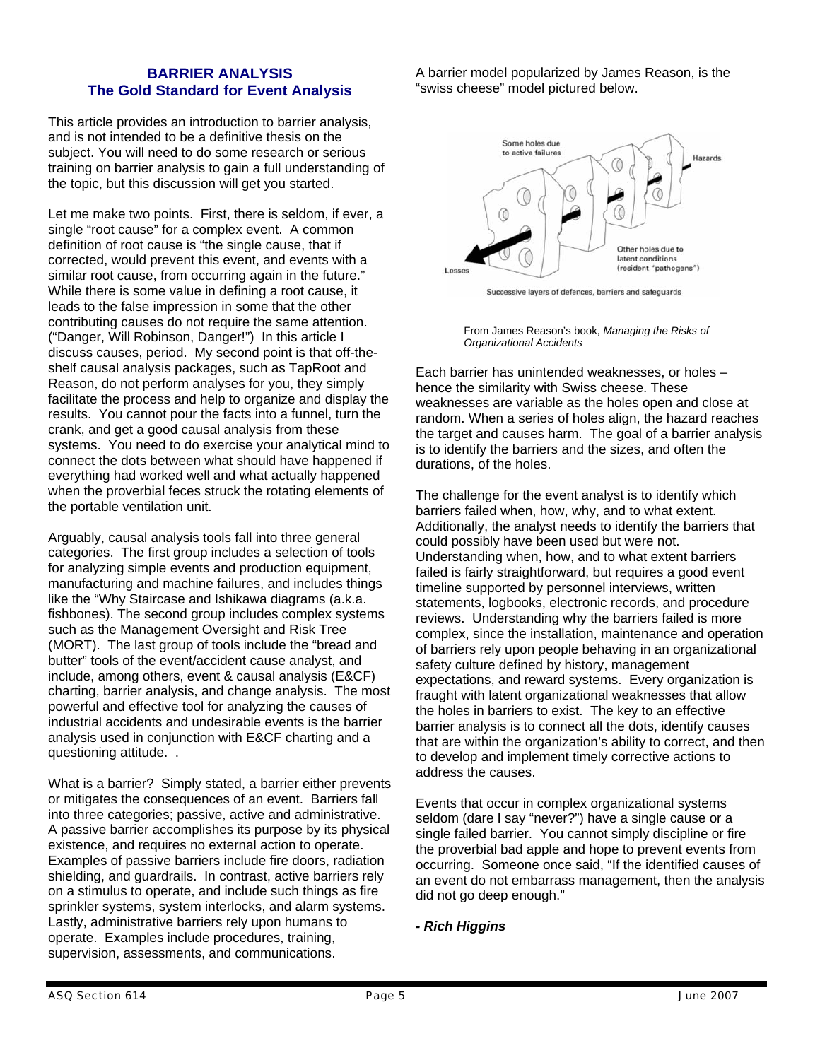## BARRIER ANALYSIS
## The Gold Standard for Event Analysis

This article provides an introduction to barrier analysis, and is not intended to be a definitive thesis on the subject. You will need to do some research or serious training on barrier analysis to gain a full understanding of the topic, but this discussion will get you started.

Let me make two points. First, there is seldom, if ever, a single "root cause" for a complex event. A common definition of root cause is "the single cause, that if corrected, would prevent this event, and events with a similar root cause, from occurring again in the future." While there is some value in defining a root cause, it leads to the false impression in some that the other contributing causes do not require the same attention. ("Danger, Will Robinson, Danger!") In this article I discuss causes, period. My second point is that off-the-shelf causal analysis packages, such as TapRoot and Reason, do not perform analyses for you, they simply facilitate the process and help to organize and display the results. You cannot pour the facts into a funnel, turn the crank, and get a good causal analysis from these systems. You need to do exercise your analytical mind to connect the dots between what should have happened if everything had worked well and what actually happened when the proverbial feces struck the rotating elements of the portable ventilation unit.

Arguably, causal analysis tools fall into three general categories. The first group includes a selection of tools for analyzing simple events and production equipment, manufacturing and machine failures, and includes things like the "Why Staircase and Ishikawa diagrams (a.k.a. fishbones). The second group includes complex systems such as the Management Oversight and Risk Tree (MORT). The last group of tools include the "bread and butter" tools of the event/accident cause analyst, and include, among others, event & causal analysis (E&CF) charting, barrier analysis, and change analysis. The most powerful and effective tool for analyzing the causes of industrial accidents and undesirable events is the barrier analysis used in conjunction with E&CF charting and a questioning attitude. .

What is a barrier? Simply stated, a barrier either prevents or mitigates the consequences of an event. Barriers fall into three categories; passive, active and administrative. A passive barrier accomplishes its purpose by its physical existence, and requires no external action to operate. Examples of passive barriers include fire doors, radiation shielding, and guardrails. In contrast, active barriers rely on a stimulus to operate, and include such things as fire sprinkler systems, system interlocks, and alarm systems. Lastly, administrative barriers rely upon humans to operate. Examples include procedures, training, supervision, assessments, and communications.

A barrier model popularized by James Reason, is the "swiss cheese" model pictured below.

Some holes due to active failures

Hazards

Other holes due to latent conditions (resident "pathogens")

Losses

Successive layers of defences, barriers and safeguards

From James Reason's book, *Managing the Risks of Organizational Accidents*

Each barrier has unintended weaknesses, or holes – hence the similarity with Swiss cheese. These weaknesses are variable as the holes open and close at random. When a series of holes align, the hazard reaches the target and causes harm. The goal of a barrier analysis is to identify the barriers and the sizes, and often the durations, of the holes.

The challenge for the event analyst is to identify which barriers failed when, how, why, and to what extent. Additionally, the analyst needs to identify the barriers that could possibly have been used but were not. Understanding when, how, and to what extent barriers failed is fairly straightforward, but requires a good event timeline supported by personnel interviews, written statements, logbooks, electronic records, and procedure reviews. Understanding why the barriers failed is more complex, since the installation, maintenance and operation of barriers rely upon people behaving in an organizational safety culture defined by history, management expectations, and reward systems. Every organization is fraught with latent organizational weaknesses that allow the holes in barriers to exist. The key to an effective barrier analysis is to connect all the dots, identify causes that are within the organization's ability to correct, and then to develop and implement timely corrective actions to address the causes.

Events that occur in complex organizational systems seldom (dare I say "never?") have a single cause or a single failed barrier. You cannot simply discipline or fire the proverbial bad apple and hope to prevent events from occurring. Someone once said, "If the identified causes of an event do not embarrass management, then the analysis did not go deep enough."

***- Rich Higgins***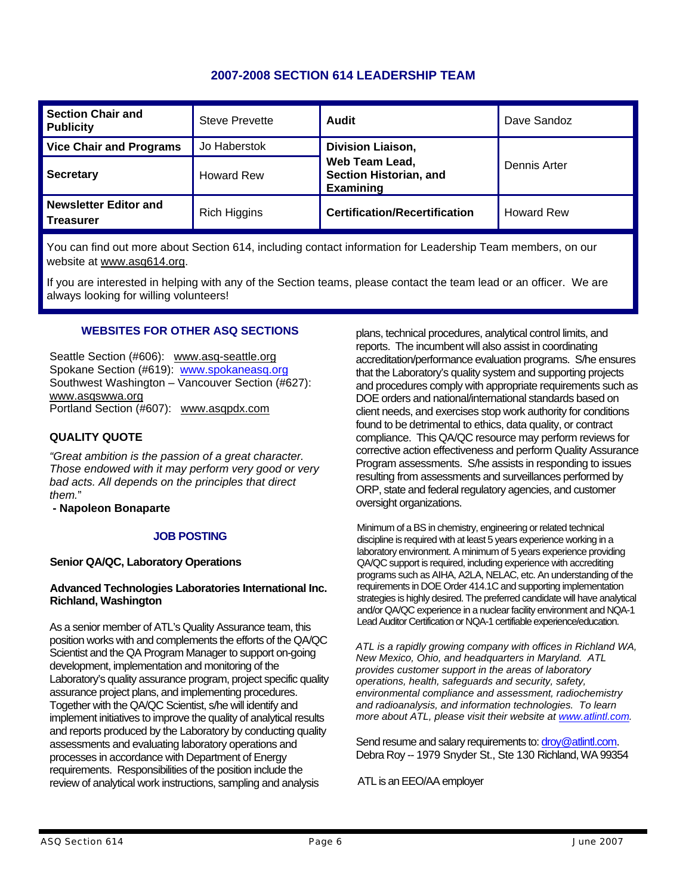## 2007-2008 SECTION 614 LEADERSHIP TEAM

| | | | |
|---|---|---|---|
| **Section Chair and Publicity** | Steve Prevette | **Audit** | Dave Sandoz |
| **Vice Chair and Programs** | Jo Haberstok | **Division Liaison, Web Team Lead, Section Historian, and Examining** | Dennis Arter |
| **Secretary** | Howard Rew | | |
| **Newsletter Editor and Treasurer** | Rich Higgins | **Certification/Recertification** | Howard Rew |

You can find out more about Section 614, including contact information for Leadership Team members, on our website at www.asq614.org.

If you are interested in helping with any of the Section teams, please contact the team lead or an officer. We are always looking for willing volunteers!

### WEBSITES FOR OTHER ASQ SECTIONS

Seattle Section (#606): www.asq-seattle.org
Spokane Section (#619): www.spokaneasq.org
Southwest Washington – Vancouver Section (#627): www.asqswwa.org
Portland Section (#607): www.asqpdx.com

### QUALITY QUOTE

*"Great ambition is the passion of a great character. Those endowed with it may perform very good or very bad acts. All depends on the principles that direct them."*

**- Napoleon Bonaparte**

### JOB POSTING

**Senior QA/QC, Laboratory Operations**

**Advanced Technologies Laboratories International Inc.**
**Richland, Washington**

As a senior member of ATL's Quality Assurance team, this position works with and complements the efforts of the QA/QC Scientist and the QA Program Manager to support on-going development, implementation and monitoring of the Laboratory's quality assurance program, project specific quality assurance project plans, and implementing procedures. Together with the QA/QC Scientist, s/he will identify and implement initiatives to improve the quality of analytical results and reports produced by the Laboratory by conducting quality assessments and evaluating laboratory operations and processes in accordance with Department of Energy requirements. Responsibilities of the position include the review of analytical work instructions, sampling and analysis plans, technical procedures, analytical control limits, and reports. The incumbent will also assist in coordinating accreditation/performance evaluation programs. S/he ensures that the Laboratory's quality system and supporting projects and procedures comply with appropriate requirements such as DOE orders and national/international standards based on client needs, and exercises stop work authority for conditions found to be detrimental to ethics, data quality, or contract compliance. This QA/QC resource may perform reviews for corrective action effectiveness and perform Quality Assurance Program assessments. S/he assists in responding to issues resulting from assessments and surveillances performed by ORP, state and federal regulatory agencies, and customer oversight organizations.

Minimum of a BS in chemistry, engineering or related technical discipline is required with at least 5 years experience working in a laboratory environment. A minimum of 5 years experience providing QA/QC support is required, including experience with accrediting programs such as AIHA, A2LA, NELAC, etc. An understanding of the requirements in DOE Order 414.1C and supporting implementation strategies is highly desired. The preferred candidate will have analytical and/or QA/QC experience in a nuclear facility environment and NQA-1 Lead Auditor Certification or NQA-1 certifiable experience/education.

*ATL is a rapidly growing company with offices in Richland WA, New Mexico, Ohio, and headquarters in Maryland. ATL provides customer support in the areas of laboratory operations, health, safeguards and security, safety, environmental compliance and assessment, radiochemistry and radioanalysis, and information technologies. To learn more about ATL, please visit their website at www.atlintl.com.*

Send resume and salary requirements to: droy@atlintl.com.
Debra Roy -- 1979 Snyder St., Ste 130 Richland, WA 99354

ATL is an EEO/AA employer